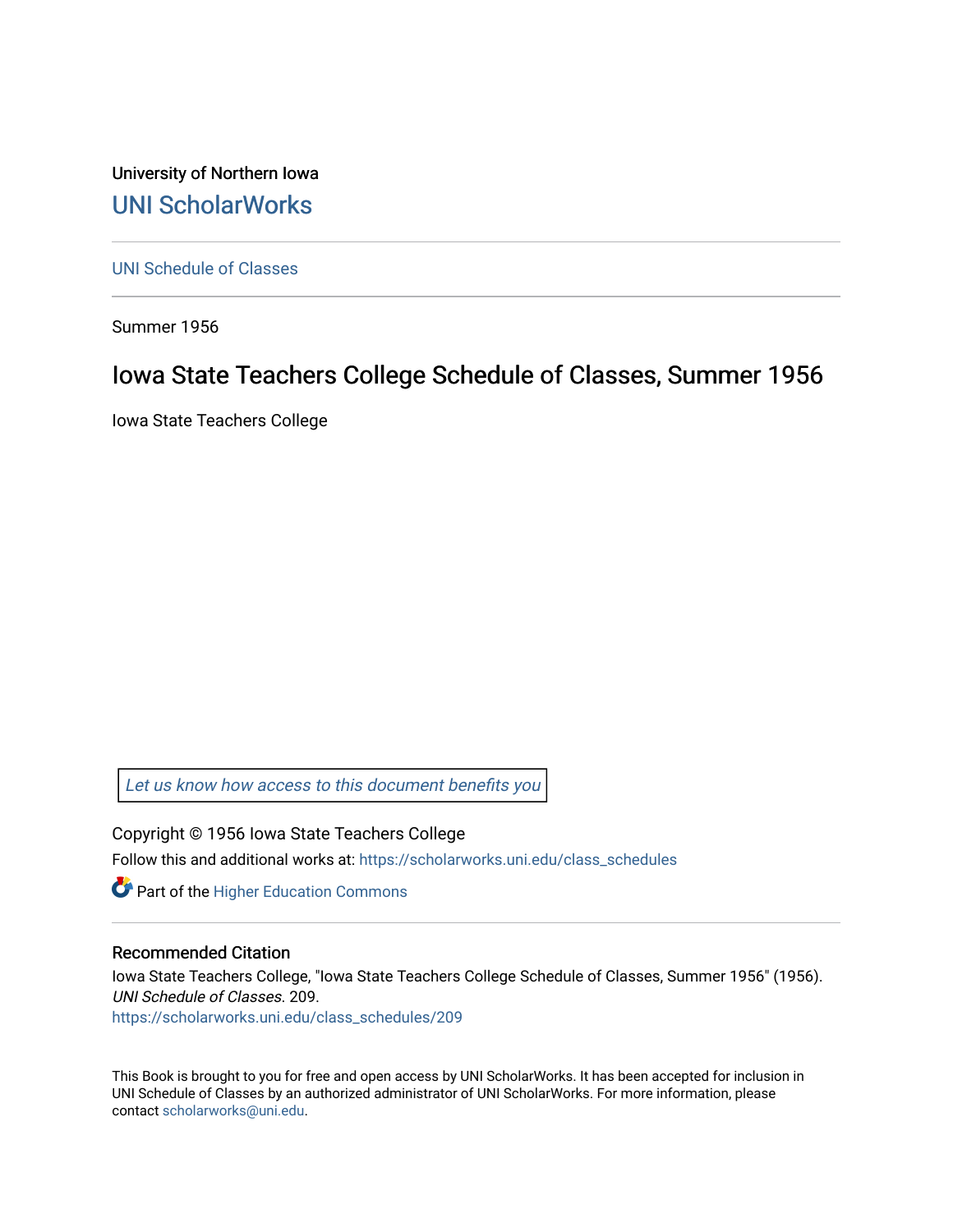University of Northern Iowa

# UNI ScholarWorks

UNI Schedule of Classes

Summer 1956

## Iowa State Teachers College Schedule of Classes, Summer 1956

Iowa State Teachers College

*Let us know how access to this document benefits you*

Copyright © 1956 Iowa State Teachers College

Follow this and additional works at: https://scholarworks.uni.edu/class_schedules

Part of the Higher Education Commons

### Recommended Citation

Iowa State Teachers College, "Iowa State Teachers College Schedule of Classes, Summer 1956" (1956). *UNI Schedule of Classes*. 209.
https://scholarworks.uni.edu/class_schedules/209

This Book is brought to you for free and open access by UNI ScholarWorks. It has been accepted for inclusion in UNI Schedule of Classes by an authorized administrator of UNI ScholarWorks. For more information, please contact scholarworks@uni.edu.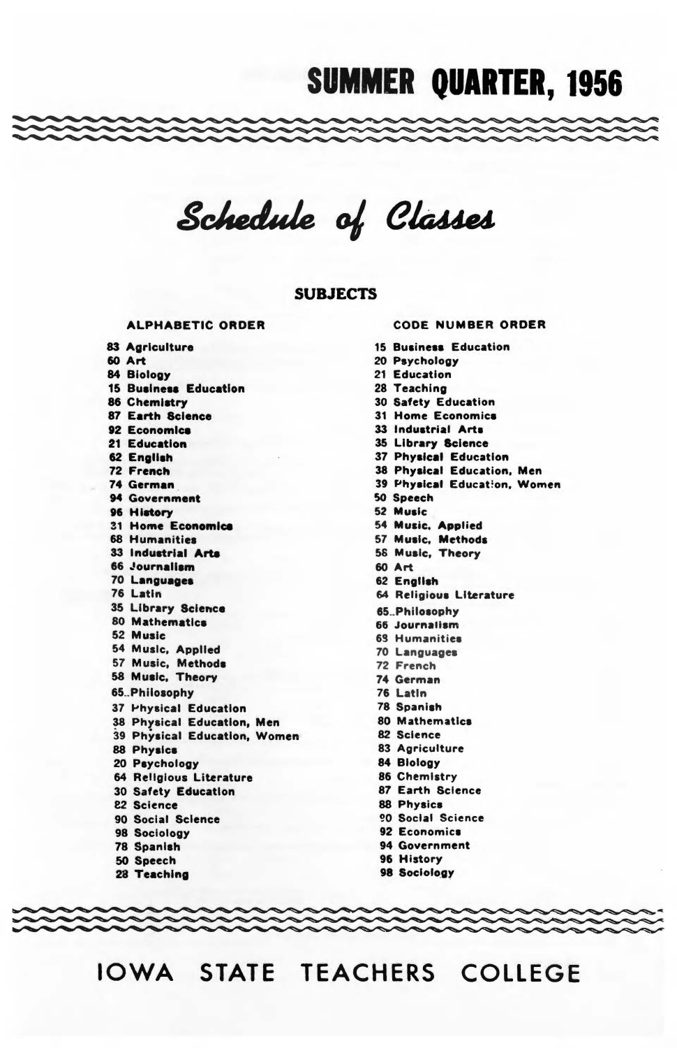# SUMMER QUARTER, 1956

## *Schedule of Classes*

### SUBJECTS

| ALPHABETIC ORDER | CODE NUMBER ORDER |
|---|---|
| 83 Agriculture | 15 Business Education |
| 60 Art | 20 Psychology |
| 84 Biology | 21 Education |
| 15 Business Education | 28 Teaching |
| 86 Chemistry | 30 Safety Education |
| 87 Earth Science | 31 Home Economics |
| 92 Economics | 33 Industrial Arts |
| 21 Education | 35 Library Science |
| 62 English | 37 Physical Education |
| 72 French | 38 Physical Education, Men |
| 74 German | 39 Physical Education, Women |
| 94 Government | 50 Speech |
| 96 History | 52 Music |
| 31 Home Economics | 54 Music, Applied |
| 68 Humanities | 57 Music, Methods |
| 33 Industrial Arts | 58 Music, Theory |
| 66 Journalism | 60 Art |
| 70 Languages | 62 English |
| 76 Latin | 64 Religious Literature |
| 35 Library Science | 65 Philosophy |
| 80 Mathematics | 66 Journalism |
| 52 Music | 68 Humanities |
| 54 Music, Applied | 70 Languages |
| 57 Music, Methods | 72 French |
| 58 Music, Theory | 74 German |
| 65 Philosophy | 76 Latin |
| 37 Physical Education | 78 Spanish |
| 38 Physical Education, Men | 80 Mathematics |
| 39 Physical Education, Women | 82 Science |
| 88 Physics | 83 Agriculture |
| 20 Psychology | 84 Biology |
| 64 Religious Literature | 86 Chemistry |
| 30 Safety Education | 87 Earth Science |
| 82 Science | 88 Physics |
| 90 Social Science | 90 Social Science |
| 98 Sociology | 92 Economics |
| 78 Spanish | 94 Government |
| 50 Speech | 96 History |
| 28 Teaching | 98 Sociology |

# IOWA STATE TEACHERS COLLEGE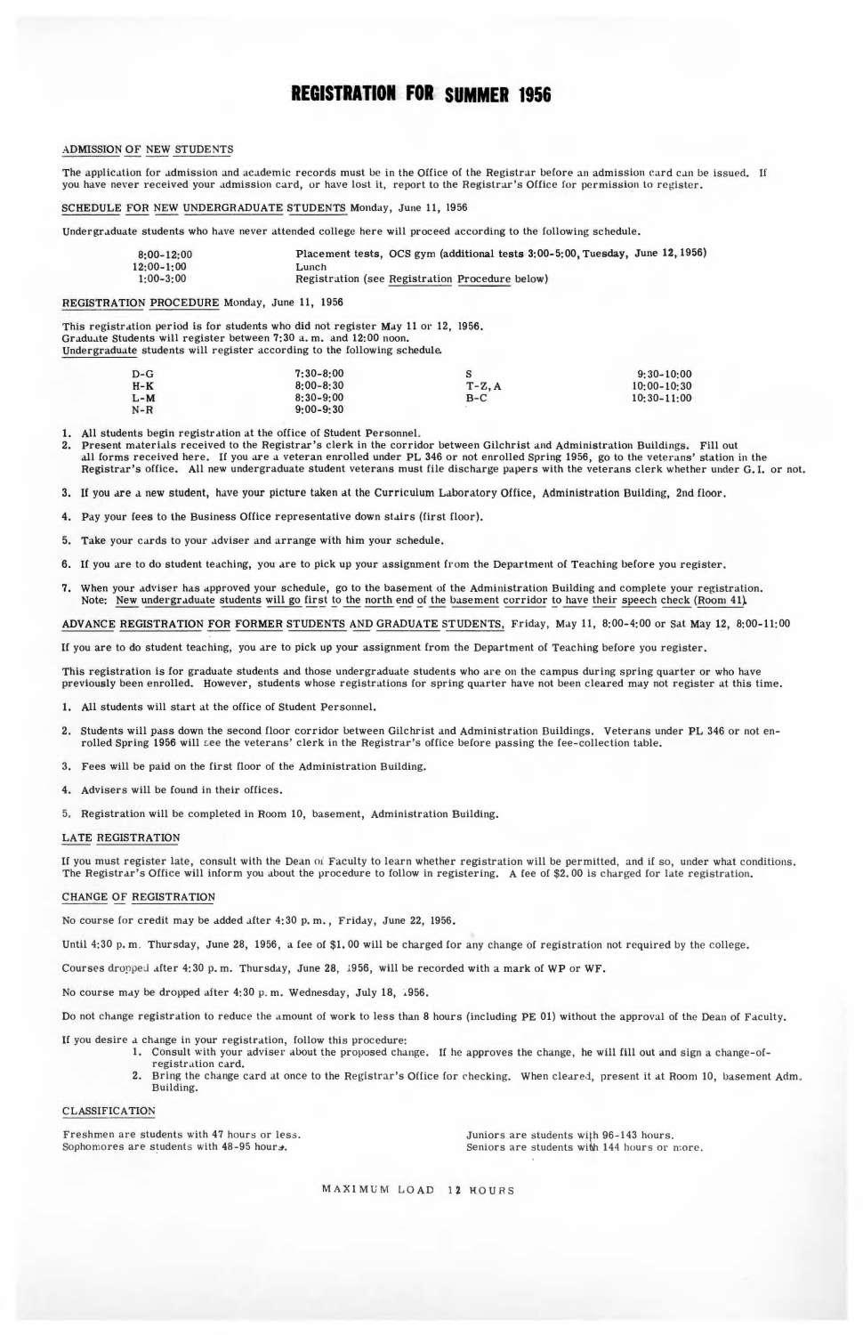# REGISTRATION FOR SUMMER 1956

## ADMISSION OF NEW STUDENTS

The application for admission and academic records must be in the Office of the Registrar before an admission card can be issued. If you have never received your admission card, or have lost it, report to the Registrar's Office for permission to register.

## SCHEDULE FOR NEW UNDERGRADUATE STUDENTS Monday, June 11, 1956

Undergraduate students who have never attended college here will proceed according to the following schedule.

| | |
|---|---|
| 8:00-12:00 | Placement tests, OCS gym (additional tests 3:00-5:00, Tuesday, June 12, 1956) |
| 12:00-1:00 | Lunch |
| 1:00-3:00 | Registration (see Registration Procedure below) |

## REGISTRATION PROCEDURE Monday, June 11, 1956

This registration period is for students who did not register May 11 or 12, 1956.
Graduate Students will register between 7:30 a.m. and 12:00 noon.
Undergraduate students will register according to the following schedule.

| | | | |
|---|---|---|---|
| D-G | 7:30-8:00 | S | 9:30-10:00 |
| H-K | 8:00-8:30 | T-Z, A | 10:00-10:30 |
| L-M | 8:30-9:00 | B-C | 10:30-11:00 |
| N-R | 9:00-9:30 | | |

1. All students begin registration at the office of Student Personnel.
2. Present materials received to the Registrar's clerk in the corridor between Gilchrist and Administration Buildings. Fill out all forms received here. If you are a veteran enrolled under PL 346 or not enrolled Spring 1956, go to the veterans' station in the Registrar's office. All new undergraduate student veterans must file discharge papers with the veterans clerk whether under G.I. or not.
3. If you are a new student, have your picture taken at the Curriculum Laboratory Office, Administration Building, 2nd floor.
4. Pay your fees to the Business Office representative down stairs (first floor).
5. Take your cards to your adviser and arrange with him your schedule.
6. If you are to do student teaching, you are to pick up your assignment from the Department of Teaching before you register.
7. When your adviser has approved your schedule, go to the basement of the Administration Building and complete your registration. Note: New undergraduate students will go first to the north end of the basement corridor to have their speech check (Room 41).

## ADVANCE REGISTRATION FOR FORMER STUDENTS AND GRADUATE STUDENTS, Friday, May 11, 8:00-4:00 or Sat May 12, 8:00-11:00

If you are to do student teaching, you are to pick up your assignment from the Department of Teaching before you register.

This registration is for graduate students and those undergraduate students who are on the campus during spring quarter or who have previously been enrolled. However, students whose registrations for spring quarter have not been cleared may not register at this time.

1. All students will start at the office of Student Personnel.
2. Students will pass down the second floor corridor between Gilchrist and Administration Buildings. Veterans under PL 346 or not enrolled Spring 1956 will see the veterans' clerk in the Registrar's office before passing the fee-collection table.
3. Fees will be paid on the first floor of the Administration Building.
4. Advisers will be found in their offices.
5. Registration will be completed in Room 10, basement, Administration Building.

## LATE REGISTRATION

If you must register late, consult with the Dean of Faculty to learn whether registration will be permitted, and if so, under what conditions. The Registrar's Office will inform you about the procedure to follow in registering. A fee of $2.00 is charged for late registration.

## CHANGE OF REGISTRATION

No course for credit may be added after 4:30 p.m., Friday, June 22, 1956.

Until 4:30 p.m. Thursday, June 28, 1956, a fee of $1.00 will be charged for any change of registration not required by the college.

Courses dropped after 4:30 p.m. Thursday, June 28, 1956, will be recorded with a mark of WP or WF.

No course may be dropped after 4:30 p.m. Wednesday, July 18, 1956.

Do not change registration to reduce the amount of work to less than 8 hours (including PE 01) without the approval of the Dean of Faculty.

If you desire a change in your registration, follow this procedure:

1. Consult with your adviser about the proposed change. If he approves the change, he will fill out and sign a change-of-registration card.
2. Bring the change card at once to the Registrar's Office for checking. When cleared, present it at Room 10, basement Adm. Building.

## CLASSIFICATION

Freshmen are students with 47 hours or less.
Sophomores are students with 48-95 hours.
Juniors are students with 96-143 hours.
Seniors are students with 144 hours or more.

MAXIMUM LOAD 12 HOURS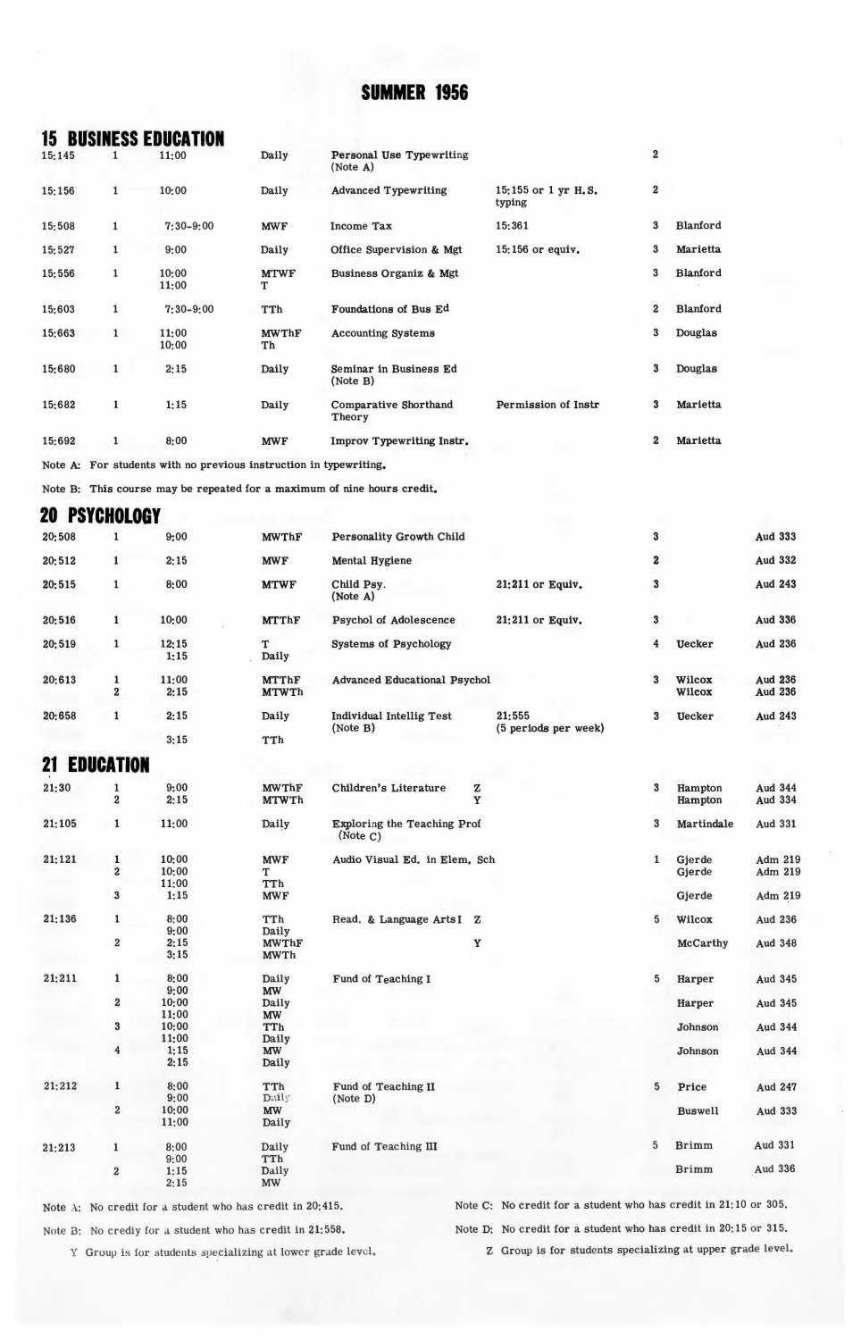# SUMMER 1956

## 15 BUSINESS EDUCATION

| Course | Sec | Time | Days | Title | Prerequisite | Cr | Instructor | Room |
|---|---|---|---|---|---|---|---|---|
| 15:145 | 1 | 11:00 | Daily | Personal Use Typewriting (Note A) | | 2 | | |
| 15:156 | 1 | 10:00 | Daily | Advanced Typewriting | 15:155 or 1 yr H.S. typing | 2 | | |
| 15:508 | 1 | 7:30-9:00 | MWF | Income Tax | 15:361 | 3 | Blanford | |
| 15:527 | 1 | 9:00 | Daily | Office Supervision & Mgt | 15:156 or equiv. | 3 | Marietta | |
| 15:556 | 1 | 10:00<br>11:00 | MTWF<br>T | Business Organiz & Mgt | | 3 | Blanford | |
| 15:603 | 1 | 7:30-9:00 | TTh | Foundations of Bus Ed | | 2 | Blanford | |
| 15:663 | 1 | 11:00<br>10:00 | MWThF<br>Th | Accounting Systems | | 3 | Douglas | |
| 15:680 | 1 | 2:15 | Daily | Seminar in Business Ed (Note B) | | 3 | Douglas | |
| 15:682 | 1 | 1:15 | Daily | Comparative Shorthand Theory | Permission of Instr | 3 | Marietta | |
| 15:692 | 1 | 8:00 | MWF | Improv Typewriting Instr. | | 2 | Marietta | |

Note A: For students with no previous instruction in typewriting.

Note B: This course may be repeated for a maximum of nine hours credit.

## 20 PSYCHOLOGY

| Course | Sec | Time | Days | Title | Prerequisite | Cr | Instructor | Room |
|---|---|---|---|---|---|---|---|---|
| 20:508 | 1 | 9:00 | MWThF | Personality Growth Child | | 3 | | Aud 333 |
| 20:512 | 1 | 2:15 | MWF | Mental Hygiene | | 2 | | Aud 332 |
| 20:515 | 1 | 8:00 | MTWF | Child Psy. (Note A) | 21:211 or Equiv. | 3 | | Aud 243 |
| 20:516 | 1 | 10:00 | MTThF | Psychol of Adolescence | 21:211 or Equiv. | 3 | | Aud 336 |
| 20:519 | 1 | 12:15<br>1:15 | T<br>Daily | Systems of Psychology | | 4 | Uecker | Aud 236 |
| 20:613 | 1<br>2 | 11:00<br>2:15 | MTThF<br>MTWTh | Advanced Educational Psychol | | 3 | Wilcox<br>Wilcox | Aud 236<br>Aud 236 |
| 20:658 | 1 | 2:15<br>3:15 | Daily<br>TTh | Individual Intellig Test (Note B) | 21:555 (5 periods per week) | 3 | Uecker | Aud 243 |

## 21 EDUCATION

| Course | Sec | Time | Days | Title | Group | Cr | Instructor | Room |
|---|---|---|---|---|---|---|---|---|
| 21:30 | 1<br>2 | 9:00<br>2:15 | MWThF<br>MTWTh | Children's Literature | Z<br>Y | 3 | Hampton<br>Hampton | Aud 344<br>Aud 334 |
| 21:105 | 1 | 11:00 | Daily | Exploring the Teaching Prof (Note C) | | 3 | Martindale | Aud 331 |
| 21:121 | 1<br>2<br><br>3 | 10:00<br>10:00<br>11:00<br>1:15 | MWF<br>T<br>TTh<br>MWF | Audio Visual Ed. in Elem. Sch | | 1 | Gjerde<br>Gjerde<br><br>Gjerde | Adm 219<br>Adm 219<br><br>Adm 219 |
| 21:136 | 1<br><br>2 | 8:00<br>9:00<br>2:15<br>3:15 | TTh<br>Daily<br>MWThF<br>MWTh | Read. & Language Arts I | Z<br><br>Y | 5 | Wilcox<br><br>McCarthy | Aud 236<br><br>Aud 348 |
| 21:211 | 1<br><br>2<br><br>3<br><br>4 | 8:00<br>9:00<br>10:00<br>11:00<br>10:00<br>11:00<br>1:15<br>2:15 | Daily<br>MW<br>Daily<br>MW<br>TTh<br>Daily<br>MW<br>Daily | Fund of Teaching I | | 5 | Harper<br><br>Harper<br><br>Johnson<br><br>Johnson | Aud 345<br><br>Aud 345<br><br>Aud 344<br><br>Aud 344 |
| 21:212 | 1<br><br>2 | 8:00<br>9:00<br>10:00<br>11:00 | TTh<br>Daily<br>MW<br>Daily | Fund of Teaching II (Note D) | | 5 | Price<br><br>Buswell | Aud 247<br><br>Aud 333 |
| 21:213 | 1<br><br>2 | 8:00<br>9:00<br>1:15<br>2:15 | Daily<br>TTh<br>Daily<br>MW | Fund of Teaching III | | 5 | Brimm<br><br>Brimm | Aud 331<br><br>Aud 336 |

Note A: No credit for a student who has credit in 20:415.

Note B: No crediy for a student who has credit in 21:558.

Note C: No credit for a student who has credit in 21:10 or 305.

Note D: No credit for a student who has credit in 20:15 or 315.

Y Group is for students specializing at lower grade level.

Z Group is for students specializing at upper grade level.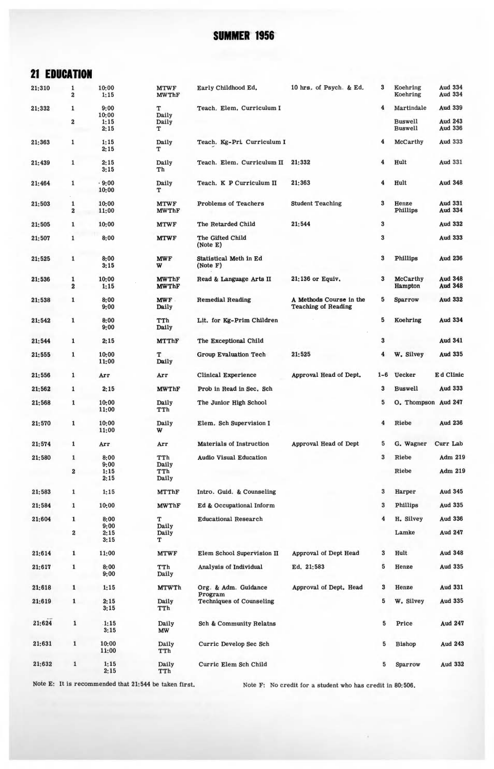# SUMMER 1956

## 21 EDUCATION

| Course | Sec | Time | Days | Title | Prerequisite | Cr | Instructor | Room |
|---|---|---|---|---|---|---|---|---|
| 21:310 | 1 | 10:00 | MTWF | Early Childhood Ed. | 10 hrs. of Psych. & Ed. | 3 | Koehring | Aud 334 |
| | 2 | 1:15 | MWThF | | | | Koehring | Aud 334 |
| 21:332 | 1 | 9:00 | T | Teach. Elem. Curriculum I | | 4 | Martindale | Aud 339 |
| | | 10:00 | Daily | | | | | |
| | 2 | 1:15 | Daily | | | | Buswell | Aud 243 |
| | | 2:15 | T | | | | Buswell | Aud 336 |
| 21:363 | 1 | 1:15 | Daily | Teach. Kg-Pri. Curriculum I | | 4 | McCarthy | Aud 333 |
| | | 2:15 | T | | | | | |
| 21:439 | 1 | 2:15 | Daily | Teach. Elem. Curriculum II | 21:332 | 4 | Hult | Aud 331 |
| | | 3:15 | Th | | | | | |
| 21:464 | 1 | 9:00 | Daily | Teach. K P Curriculum II | 21:363 | 4 | Hult | Aud 348 |
| | | 10:00 | T | | | | | |
| 21:503 | 1 | 10:00 | MTWF | Problems of Teachers | Student Teaching | 3 | Henze | Aud 331 |
| | 2 | 11:00 | MWThF | | | | Phillips | Aud 334 |
| 21:505 | 1 | 10:00 | MTWF | The Retarded Child | 21:544 | 3 | | Aud 332 |
| 21:507 | 1 | 8:00 | MTWF | The Gifted Child (Note E) | | 3 | | Aud 333 |
| 21:525 | 1 | 8:00 | MWF | Statistical Meth in Ed (Note F) | | 3 | Phillips | Aud 236 |
| | | 3:15 | W | | | | | |
| 21:536 | 1 | 10:00 | MWThF | Read & Language Arts II | 21:136 or Equiv. | 3 | McCarthy | Aud 348 |
| | 2 | 1:15 | MWThF | | | | Hampton | Aud 348 |
| 21:538 | 1 | 8:00 | MWF | Remedial Reading | A Methods Course in the Teaching of Reading | 5 | Sparrow | Aud 332 |
| | | 9:00 | Daily | | | | | |
| 21:542 | 1 | 8:00 | TTh | Lit. for Kg-Prim Children | | 5 | Koehring | Aud 334 |
| | | 9:00 | Daily | | | | | |
| 21:544 | 1 | 2:15 | MTThF | The Exceptional Child | | 3 | | Aud 341 |
| 21:555 | 1 | 10:00 | T | Group Evaluation Tech | 21:525 | 4 | W. Silvey | Aud 335 |
| | | 11:00 | Daily | | | | | |
| 21:556 | 1 | Arr | Arr | Clinical Experience | Approval Head of Dept. | 1-6 | Uecker | Ed Clinic |
| 21:562 | 1 | 2:15 | MWThF | Prob in Read in Sec. Sch | | 3 | Buswell | Aud 333 |
| 21:568 | 1 | 10:00 | Daily | The Junior High School | | 5 | O. Thompson | Aud 247 |
| | | 11:00 | TTh | | | | | |
| 21:570 | 1 | 10:00 | Daily | Elem. Sch Supervision I | | 4 | Riebe | Aud 236 |
| | | 11:00 | W | | | | | |
| 21:574 | 1 | Arr | Arr | Materials of Instruction | Approval Head of Dept | 5 | G. Wagner | Curr Lab |
| 21:580 | 1 | 8:00 | TTh | Audio Visual Education | | 3 | Riebe | Adm 219 |
| | | 9:00 | Daily | | | | | |
| | 2 | 1:15 | TTh | | | | Riebe | Adm 219 |
| | | 2:15 | Daily | | | | | |
| 21:583 | 1 | 1:15 | MTThF | Intro. Guid. & Counseling | | 3 | Harper | Aud 345 |
| 21:584 | 1 | 10:00 | MWThF | Ed & Occupational Inform | | 3 | Phillips | Aud 335 |
| 21:604 | 1 | 8:00 | T | Educational Research | | 4 | H. Silvey | Aud 336 |
| | | 9:00 | Daily | | | | | |
| | 2 | 2:15 | Daily | | | | Lamke | Aud 247 |
| | | 3:15 | T | | | | | |
| 21:614 | 1 | 11:00 | MTWF | Elem School Supervision II | Approval of Dept Head | 3 | Hult | Aud 348 |
| 21:617 | 1 | 8:00 | TTh | Analysis of Individual | Ed. 21:583 | 5 | Henze | Aud 335 |
| | | 9:00 | Daily | | | | | |
| 21:618 | 1 | 1:15 | MTWTh | Org. & Adm. Guidance Program | Approval of Dept. Head | 3 | Henze | Aud 331 |
| 21:619 | 1 | 2:15 | Daily | Techniques of Counseling | | 5 | W. Silvey | Aud 335 |
| | | 3:15 | TTh | | | | | |
| 21:624 | 1 | 1:15 | Daily | Sch & Community Relatns | | 5 | Price | Aud 247 |
| | | 3:15 | MW | | | | | |
| 21:631 | 1 | 10:00 | Daily | Curric Develop Sec Sch | | 5 | Bishop | Aud 243 |
| | | 11:00 | TTh | | | | | |
| 21:632 | 1 | 1:15 | Daily | Curric Elem Sch Child | | 5 | Sparrow | Aud 332 |
| | | 2:15 | TTh | | | | | |

Note E: It is recommended that 21:544 be taken first.

Note F: No credit for a student who has credit in 80:506.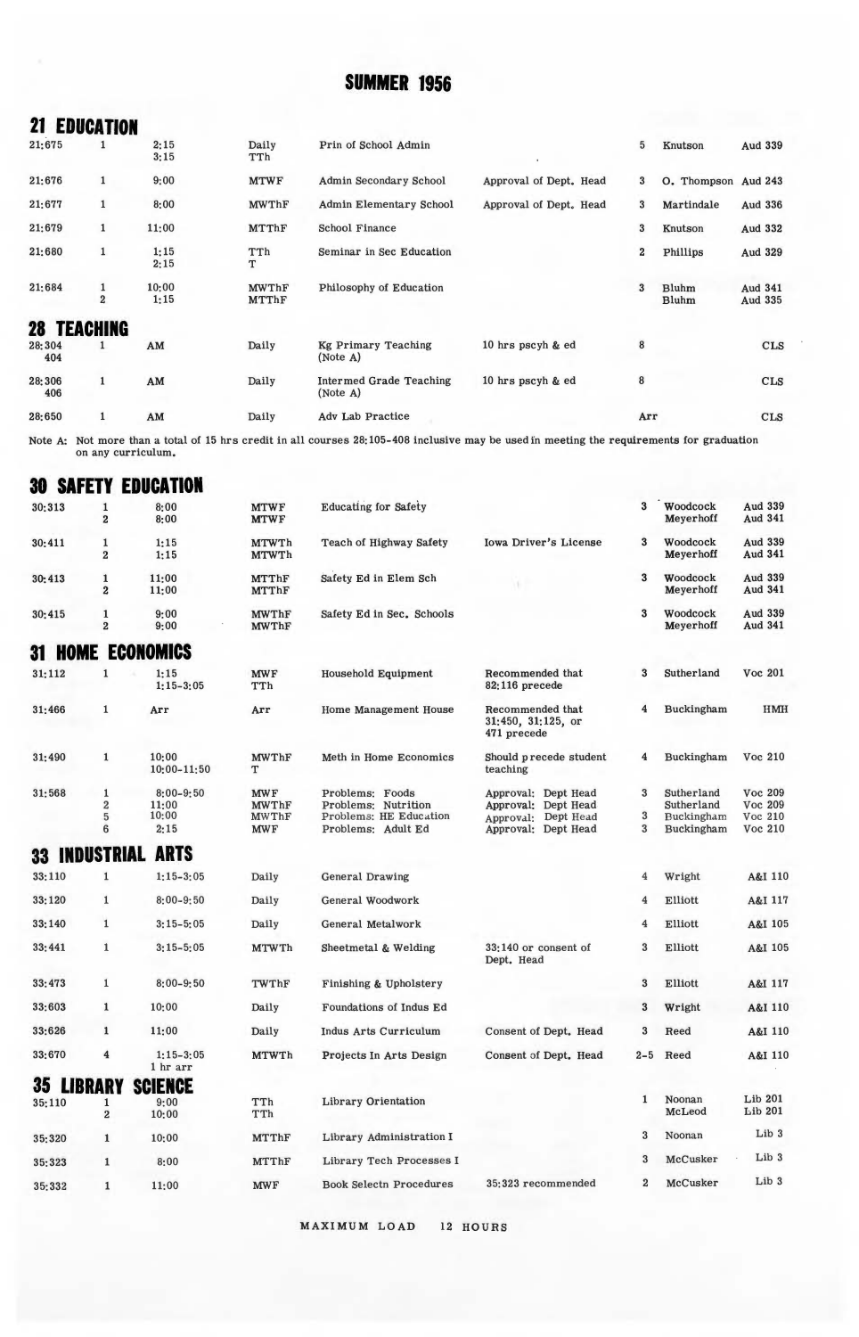# SUMMER 1956

## 21 EDUCATION

| Course | Sec | Time | Days | Title | Prerequisite | Cr | Instructor | Room |
|---|---|---|---|---|---|---|---|---|
| 21:675 | 1 | 2:15<br>3:15 | Daily<br>TTh | Prin of School Admin | | 5 | Knutson | Aud 339 |
| 21:676 | 1 | 9:00 | MTWF | Admin Secondary School | Approval of Dept. Head | 3 | O. Thompson | Aud 243 |
| 21:677 | 1 | 8:00 | MWThF | Admin Elementary School | Approval of Dept. Head | 3 | Martindale | Aud 336 |
| 21:679 | 1 | 11:00 | MTThF | School Finance | | 3 | Knutson | Aud 332 |
| 21:680 | 1 | 1:15<br>2:15 | TTh<br>T | Seminar in Sec Education | | 2 | Phillips | Aud 329 |
| 21:684 | 1<br>2 | 10:00<br>1:15 | MWThF<br>MTThF | Philosophy of Education | | 3 | Bluhm<br>Bluhm | Aud 341<br>Aud 335 |

## 28 TEACHING

| Course | Sec | Time | Days | Title | Prerequisite | Cr | Instructor | Room |
|---|---|---|---|---|---|---|---|---|
| 28:304<br>404 | 1 | AM | Daily | Kg Primary Teaching (Note A) | 10 hrs pscyh & ed | 8 | | CLS |
| 28:306<br>406 | 1 | AM | Daily | Intermed Grade Teaching (Note A) | 10 hrs pscyh & ed | 8 | | CLS |
| 28:650 | 1 | AM | Daily | Adv Lab Practice | | Arr | | CLS |

Note A: Not more than a total of 15 hrs credit in all courses 28:105-408 inclusive may be used in meeting the requirements for graduation on any curriculum.

## 30 SAFETY EDUCATION

| Course | Sec | Time | Days | Title | Prerequisite | Cr | Instructor | Room |
|---|---|---|---|---|---|---|---|---|
| 30:313 | 1<br>2 | 8:00<br>8:00 | MTWF<br>MTWF | Educating for Safety | | 3 | Woodcock<br>Meyerhoff | Aud 339<br>Aud 341 |
| 30:411 | 1<br>2 | 1:15<br>1:15 | MTWTh<br>MTWTh | Teach of Highway Safety | Iowa Driver's License | 3 | Woodcock<br>Meyerhoff | Aud 339<br>Aud 341 |
| 30:413 | 1<br>2 | 11:00<br>11:00 | MTThF<br>MTThF | Safety Ed in Elem Sch | | 3 | Woodcock<br>Meyerhoff | Aud 339<br>Aud 341 |
| 30:415 | 1<br>2 | 9:00<br>9:00 | MWThF<br>MWThF | Safety Ed in Sec. Schools | | 3 | Woodcock<br>Meyerhoff | Aud 339<br>Aud 341 |

## 31 HOME ECONOMICS

| Course | Sec | Time | Days | Title | Prerequisite | Cr | Instructor | Room |
|---|---|---|---|---|---|---|---|---|
| 31:112 | 1 | 1:15<br>1:15-3:05 | MWF<br>TTh | Household Equipment | Recommended that 82:116 precede | 3 | Sutherland | Voc 201 |
| 31:466 | 1 | Arr | Arr | Home Management House | Recommended that 31:450, 31:125, or 471 precede | 4 | Buckingham | HMH |
| 31:490 | 1 | 10:00<br>10:00-11:50 | MWThF<br>T | Meth in Home Economics | Should precede student teaching | 4 | Buckingham | Voc 210 |
| 31:568 | 1<br>2<br>5<br>6 | 8:00-9:50<br>11:00<br>10:00<br>2:15 | MWF<br>MWThF<br>MWThF<br>MWF | Problems: Foods<br>Problems: Nutrition<br>Problems: HE Education<br>Problems: Adult Ed | Approval: Dept Head<br>Approval: Dept Head<br>Approval: Dept Head<br>Approval: Dept Head | 3<br><br>3<br>3 | Sutherland<br>Sutherland<br>Buckingham<br>Buckingham | Voc 209<br>Voc 209<br>Voc 210<br>Voc 210 |

## 33 INDUSTRIAL ARTS

| Course | Sec | Time | Days | Title | Prerequisite | Cr | Instructor | Room |
|---|---|---|---|---|---|---|---|---|
| 33:110 | 1 | 1:15-3:05 | Daily | General Drawing | | 4 | Wright | A&I 110 |
| 33:120 | 1 | 8:00-9:50 | Daily | General Woodwork | | 4 | Elliott | A&I 117 |
| 33:140 | 1 | 3:15-5:05 | Daily | General Metalwork | | 4 | Elliott | A&I 105 |
| 33:441 | 1 | 3:15-5:05 | MTWTh | Sheetmetal & Welding | 33:140 or consent of Dept. Head | 3 | Elliott | A&I 105 |
| 33:473 | 1 | 8:00-9:50 | TWThF | Finishing & Upholstery | | 3 | Elliott | A&I 117 |
| 33:603 | 1 | 10:00 | Daily | Foundations of Indus Ed | | 3 | Wright | A&I 110 |
| 33:626 | 1 | 11:00 | Daily | Indus Arts Curriculum | Consent of Dept. Head | 3 | Reed | A&I 110 |
| 33:670 | 4 | 1:15-3:05<br>1 hr arr | MTWTh | Projects In Arts Design | Consent of Dept. Head | 2-5 | Reed | A&I 110 |

## 35 LIBRARY SCIENCE

| Course | Sec | Time | Days | Title | Prerequisite | Cr | Instructor | Room |
|---|---|---|---|---|---|---|---|---|
| 35:110 | 1<br>2 | 9:00<br>10:00 | TTh<br>TTh | Library Orientation | | 1 | Noonan<br>McLeod | Lib 201<br>Lib 201 |
| 35:320 | 1 | 10:00 | MTThF | Library Administration I | | 3 | Noonan | Lib 3 |
| 35:323 | 1 | 8:00 | MTThF | Library Tech Processes I | | 3 | McCusker | Lib 3 |
| 35:332 | 1 | 11:00 | MWF | Book Selectn Procedures | 35:323 recommended | 2 | McCusker | Lib 3 |

MAXIMUM LOAD 12 HOURS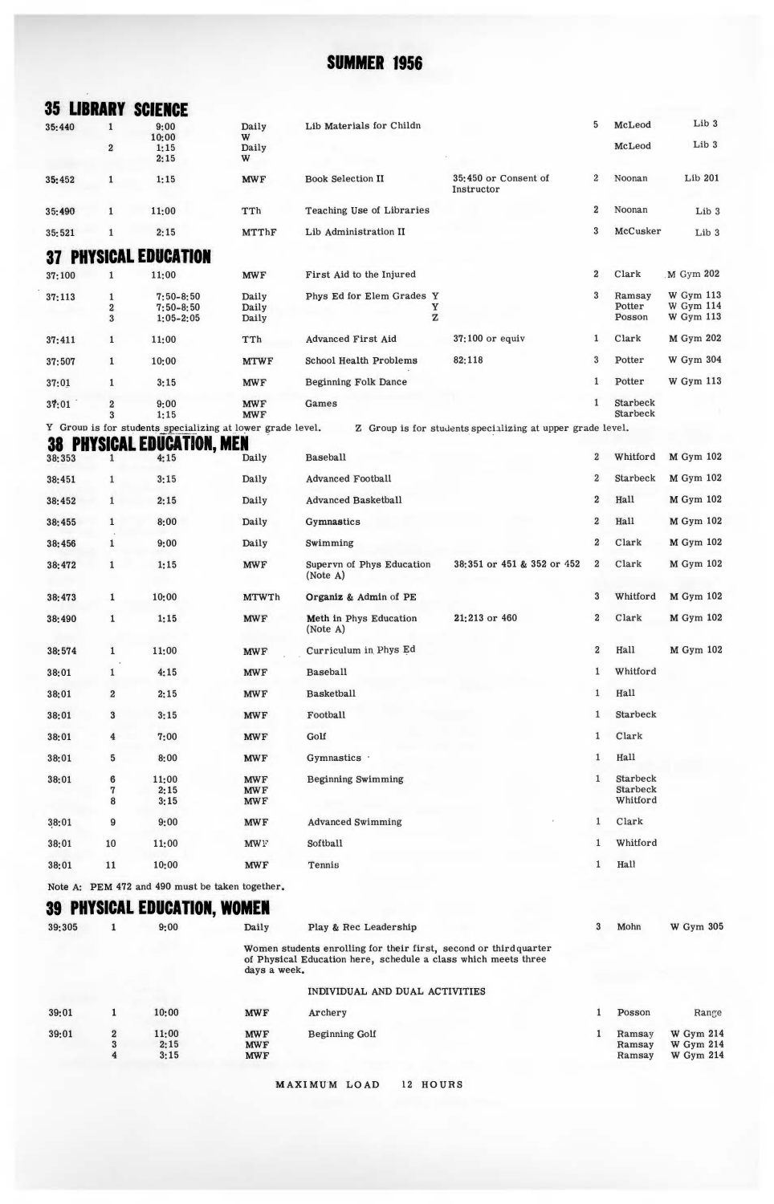# SUMMER 1956

## 35 LIBRARY SCIENCE

| Course | Sec | Time | Days | Title | Prerequisite | Cr | Instructor | Room |
|---|---|---|---|---|---|---|---|---|
| 35:440 | 1 | 9:00<br>10:00 | Daily<br>W | Lib Materials for Childn | | 5 | McLeod | Lib 3 |
| | 2 | 1:15<br>2:15 | Daily<br>W | | | | McLeod | Lib 3 |
| 35:452 | 1 | 1:15 | MWF | Book Selection II | 35:450 or Consent of Instructor | 2 | Noonan | Lib 201 |
| 35:490 | 1 | 11:00 | TTh | Teaching Use of Libraries | | 2 | Noonan | Lib 3 |
| 35:521 | 1 | 2:15 | MTThF | Lib Administration II | | 3 | McCusker | Lib 3 |

## 37 PHYSICAL EDUCATION

| Course | Sec | Time | Days | Title | Prerequisite | Cr | Instructor | Room |
|---|---|---|---|---|---|---|---|---|
| 37:100 | 1 | 11:00 | MWF | First Aid to the Injured | | 2 | Clark | M Gym 202 |
| 37:113 | 1<br>2<br>3 | 7:50-8:50<br>7:50-8:50<br>1:05-2:05 | Daily<br>Daily<br>Daily | Phys Ed for Elem Grades Y<br>Y<br>Z | | 3 | Ramsay<br>Potter<br>Posson | W Gym 113<br>W Gym 114<br>W Gym 113 |
| 37:411 | 1 | 11:00 | TTh | Advanced First Aid | 37:100 or equiv | 1 | Clark | M Gym 202 |
| 37:507 | 1 | 10:00 | MTWF | School Health Problems | 82:118 | 3 | Potter | W Gym 304 |
| 37:01 | 1 | 3:15 | MWF | Beginning Folk Dance | | 1 | Potter | W Gym 113 |
| 37:01 | 2<br>3 | 9:00<br>1:15 | MWF<br>MWF | Games | | 1 | Starbeck<br>Starbeck | |

Y Group is for students specializing at lower grade level. Z Group is for students specializing at upper grade level.

## 38 PHYSICAL EDUCATION, MEN

| Course | Sec | Time | Days | Title | Prerequisite | Cr | Instructor | Room |
|---|---|---|---|---|---|---|---|---|
| 38:353 | 1 | 4:15 | Daily | Baseball | | 2 | Whitford | M Gym 102 |
| 38:451 | 1 | 3:15 | Daily | Advanced Football | | 2 | Starbeck | M Gym 102 |
| 38:452 | 1 | 2:15 | Daily | Advanced Basketball | | 2 | Hall | M Gym 102 |
| 38:455 | 1 | 8:00 | Daily | Gymnastics | | 2 | Hall | M Gym 102 |
| 38:456 | 1 | 9:00 | Daily | Swimming | | 2 | Clark | M Gym 102 |
| 38:472 | 1 | 1:15 | MWF | Supervn of Phys Education (Note A) | 38:351 or 451 & 352 or 452 | 2 | Clark | M Gym 102 |
| 38:473 | 1 | 10:00 | MTWTh | Organiz & Admin of PE | | 3 | Whitford | M Gym 102 |
| 38:490 | 1 | 1:15 | MWF | Meth in Phys Education (Note A) | 21:213 or 460 | 2 | Clark | M Gym 102 |
| 38:574 | 1 | 11:00 | MWF | Curriculum in Phys Ed | | 2 | Hall | M Gym 102 |
| 38:01 | 1 | 4:15 | MWF | Baseball | | 1 | Whitford | |
| 38:01 | 2 | 2:15 | MWF | Basketball | | 1 | Hall | |
| 38:01 | 3 | 3:15 | MWF | Football | | 1 | Starbeck | |
| 38:01 | 4 | 7:00 | MWF | Golf | | 1 | Clark | |
| 38:01 | 5 | 8:00 | MWF | Gymnastics | | 1 | Hall | |
| 38:01 | 6<br>7<br>8 | 11:00<br>2:15<br>3:15 | MWF<br>MWF<br>MWF | Beginning Swimming | | 1 | Starbeck<br>Starbeck<br>Whitford | |
| 38:01 | 9 | 9:00 | MWF | Advanced Swimming | | 1 | Clark | |
| 38:01 | 10 | 11:00 | MWF | Softball | | 1 | Whitford | |
| 38:01 | 11 | 10:00 | MWF | Tennis | | 1 | Hall | |

Note A: PEM 472 and 490 must be taken together.

## 39 PHYSICAL EDUCATION, WOMEN

| Course | Sec | Time | Days | Title | Prerequisite | Cr | Instructor | Room |
|---|---|---|---|---|---|---|---|---|
| 39:305 | 1 | 9:00 | Daily | Play & Rec Leadership | | 3 | Mohn | W Gym 305 |

Women students enrolling for their first, second or third quarter of Physical Education here, schedule a class which meets three days a week.

INDIVIDUAL AND DUAL ACTIVITIES

| Course | Sec | Time | Days | Title | Prerequisite | Cr | Instructor | Room |
|---|---|---|---|---|---|---|---|---|
| 39:01 | 1 | 10:00 | MWF | Archery | | 1 | Posson | Range |
| 39:01 | 2<br>3<br>4 | 11:00<br>2:15<br>3:15 | MWF<br>MWF<br>MWF | Beginning Golf | | 1 | Ramsay<br>Ramsay<br>Ramsay | W Gym 214<br>W Gym 214<br>W Gym 214 |

MAXIMUM LOAD 12 HOURS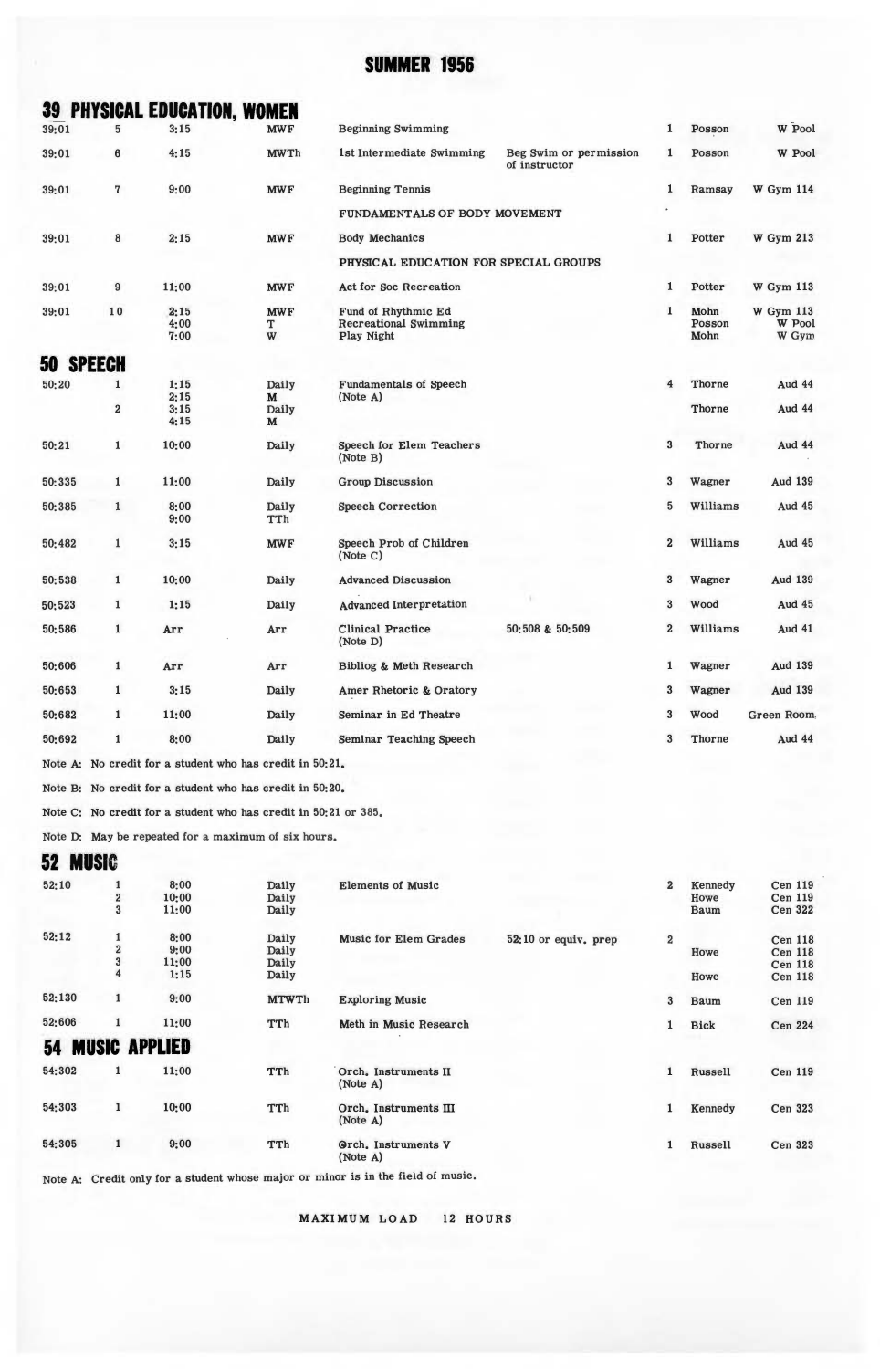# SUMMER 1956

## 39 PHYSICAL EDUCATION, WOMEN

| Course | Sec | Time | Days | Title | Prerequisite | Hrs | Instructor | Room |
|---|---|---|---|---|---|---|---|---|
| 39:01 | 5 | 3:15 | MWF | Beginning Swimming | | 1 | Posson | W Pool |
| 39:01 | 6 | 4:15 | MWTh | 1st Intermediate Swimming | Beg Swim or permission of instructor | 1 | Posson | W Pool |
| 39:01 | 7 | 9:00 | MWF | Beginning Tennis | | 1 | Ramsay | W Gym 114 |
| | | | | FUNDAMENTALS OF BODY MOVEMENT | | | | |
| 39:01 | 8 | 2:15 | MWF | Body Mechanics | | 1 | Potter | W Gym 213 |
| | | | | PHYSICAL EDUCATION FOR SPECIAL GROUPS | | | | |
| 39:01 | 9 | 11:00 | MWF | Act for Soc Recreation | | 1 | Potter | W Gym 113 |
| 39:01 | 10 | 2:15<br>4:00<br>7:00 | MWF<br>T<br>W | Fund of Rhythmic Ed<br>Recreational Swimming<br>Play Night | | 1 | Mohn<br>Posson<br>Mohn | W Gym 113<br>W Pool<br>W Gym |

## 50 SPEECH

| Course | Sec | Time | Days | Title | Prerequisite | Hrs | Instructor | Room |
|---|---|---|---|---|---|---|---|---|
| 50:20 | 1 | 1:15<br>2:15 | Daily<br>M | Fundamentals of Speech (Note A) | | 4 | Thorne | Aud 44 |
| | 2 | 3:15<br>4:15 | Daily<br>M | | | | Thorne | Aud 44 |
| 50:21 | 1 | 10:00 | Daily | Speech for Elem Teachers (Note B) | | 3 | Thorne | Aud 44 |
| 50:335 | 1 | 11:00 | Daily | Group Discussion | | 3 | Wagner | Aud 139 |
| 50:385 | 1 | 8:00<br>9:00 | Daily<br>TTh | Speech Correction | | 5 | Williams | Aud 45 |
| 50:482 | 1 | 3:15 | MWF | Speech Prob of Children (Note C) | | 2 | Williams | Aud 45 |
| 50:538 | 1 | 10:00 | Daily | Advanced Discussion | | 3 | Wagner | Aud 139 |
| 50:523 | 1 | 1:15 | Daily | Advanced Interpretation | | 3 | Wood | Aud 45 |
| 50:586 | 1 | Arr | Arr | Clinical Practice (Note D) | 50:508 & 50:509 | 2 | Williams | Aud 41 |
| 50:606 | 1 | Arr | Arr | Bibliog & Meth Research | | 1 | Wagner | Aud 139 |
| 50:653 | 1 | 3:15 | Daily | Amer Rhetoric & Oratory | | 3 | Wagner | Aud 139 |
| 50:682 | 1 | 11:00 | Daily | Seminar in Ed Theatre | | 3 | Wood | Green Room |
| 50:692 | 1 | 8:00 | Daily | Seminar Teaching Speech | | 3 | Thorne | Aud 44 |

Note A: No credit for a student who has credit in 50:21.

Note B: No credit for a student who has credit in 50:20.

Note C: No credit for a student who has credit in 50:21 or 385.

Note D: May be repeated for a maximum of six hours.

## 52 MUSIC

| Course | Sec | Time | Days | Title | Prerequisite | Hrs | Instructor | Room |
|---|---|---|---|---|---|---|---|---|
| 52:10 | 1 | 8:00 | Daily | Elements of Music | | 2 | Kennedy | Cen 119 |
| | 2 | 10:00 | Daily | | | | Howe | Cen 119 |
| | 3 | 11:00 | Daily | | | | Baum | Cen 322 |
| 52:12 | 1 | 8:00 | Daily | Music for Elem Grades | 52:10 or equiv. prep | 2 | | Cen 118 |
| | 2 | 9:00 | Daily | | | | Howe | Cen 118 |
| | 3 | 11:00 | Daily | | | | | Cen 118 |
| | 4 | 1:15 | Daily | | | | Howe | Cen 118 |
| 52:130 | 1 | 9:00 | MTWTh | Exploring Music | | 3 | Baum | Cen 119 |
| 52:606 | 1 | 11:00 | TTh | Meth in Music Research | | 1 | Bick | Cen 224 |

## 54 MUSIC APPLIED

| Course | Sec | Time | Days | Title | Prerequisite | Hrs | Instructor | Room |
|---|---|---|---|---|---|---|---|---|
| 54:302 | 1 | 11:00 | TTh | Orch. Instruments II (Note A) | | 1 | Russell | Cen 119 |
| 54:303 | 1 | 10:00 | TTh | Orch. Instruments III (Note A) | | 1 | Kennedy | Cen 323 |
| 54:305 | 1 | 9:00 | TTh | Orch. Instruments V (Note A) | | 1 | Russell | Cen 323 |

Note A: Credit only for a student whose major or minor is in the field of music.

MAXIMUM LOAD 12 HOURS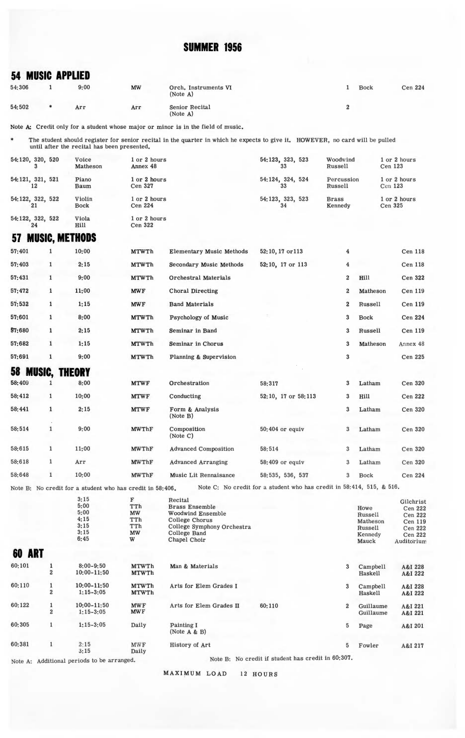# SUMMER 1956

## 54 MUSIC APPLIED

| Course | Sec | Time | Days | Title | Prereq | Hrs | Instructor | Room |
|---|---|---|---|---|---|---|---|---|
| 54:306 | 1 | 9:00 | MW | Orch. Instruments VI (Note A) | | 1 | Bock | Cen 224 |
| 54:502 | * | Arr | Arr | Senior Recital (Note A) | | 2 | | |

Note A: Credit only for a student whose major or minor is in the field of music.

\* The student should register for senior recital in the quarter in which he expects to give it. HOWEVER, no card will be pulled until after the recital has been presented.

| Course | Instrument / Instructor | Hours / Room |
|---|---|---|
| 54:120, 320, 520 3 | Voice Matheson | 1 or 2 hours Annex 48 |
| 54:121, 321, 521 12 | Piano Baum | 1 or 2 hours Cen 327 |
| 54:122, 322, 522 21 | Violin Bock | 1 or 2 hours Cen 224 |
| 54:122, 322, 522 24 | Viola Hill | 1 or 2 hours Cen 322 |
| 54:123, 323, 523 33 | Woodwind Russell | 1 or 2 hours Cen 123 |
| 54:124, 324, 524 33 | Percussion Russell | 1 or 2 hours Cen 123 |
| 54:123, 323, 523 34 | Brass Kennedy | 1 or 2 hours Cen 325 |

## 57 MUSIC, METHODS

| Course | Sec | Time | Days | Title | Prereq | Hrs | Instructor | Room |
|---|---|---|---|---|---|---|---|---|
| 57:401 | 1 | 10:00 | MTWTh | Elementary Music Methods | 52:10, 17 or113 | 4 | | Cen 118 |
| 57:403 | 1 | 2:15 | MTWTh | Secondary Music Methods | 52:10, 17 or 113 | 4 | | Cen 118 |
| 57:431 | 1 | 9:00 | MTWTh | Orchestral Materials | | 2 | Hill | Cen 322 |
| 57:472 | 1 | 11:00 | MWF | Choral Directing | | 2 | Matheson | Cen 119 |
| 57:532 | 1 | 1:15 | MWF | Band Materials | | 2 | Russell | Cen 119 |
| 57:601 | 1 | 8:00 | MTWTh | Psychology of Music | | 3 | Bock | Cen 224 |
| 57:680 | 1 | 2:15 | MTWTh | Seminar in Band | | 3 | Russell | Cen 119 |
| 57:682 | 1 | 1:15 | MTWTh | Seminar in Chorus | | 3 | Matheson | Annex 48 |
| 57:691 | 1 | 9:00 | MTWTh | Planning & Supervision | | 3 | | Cen 225 |

## 58 MUSIC, THEORY

| Course | Sec | Time | Days | Title | Prereq | Hrs | Instructor | Room |
|---|---|---|---|---|---|---|---|---|
| 58:409 | 1 | 8:00 | MTWF | Orchestration | 58:317 | 3 | Latham | Cen 320 |
| 58:412 | 1 | 10:00 | MTWF | Conducting | 52:10, 17 or 58:113 | 3 | Hill | Cen 222 |
| 58:441 | 1 | 2:15 | MTWF | Form & Analysis (Note B) | | 3 | Latham | Cen 320 |
| 58:514 | 1 | 9:00 | MWThF | Composition (Note C) | 50:404 or equiv | 3 | Latham | Cen 320 |
| 58:615 | 1 | 11:00 | MWThF | Advanced Composition | 58:514 | 3 | Latham | Cen 320 |
| 58:618 | 1 | Arr | MWThF | Advanced Arranging | 58:409 or equiv | 3 | Latham | Cen 320 |
| 58:648 | 1 | 10:00 | MWThF | Music Lit Rennaisance | 58:535, 536, 537 | 3 | Bock | Cen 224 |

Note B: No credit for a student who has credit in 58:406. Note C: No credit for a student who has credit in 58:414, 515, & 516.

| Time | Days | Title | Instructor | Room |
|---|---|---|---|---|
| 3:15 | F | Recital | | Gilchrist |
| 5:00 | TTh | Brass Ensemble | Howe | Cen 222 |
| 5:00 | MW | Woodwind Ensemble | Russell | Cen 222 |
| 4:15 | TTh | College Chorus | Matheson | Cen 119 |
| 3:15 | TTh | College Symphony Orchestra | Russell | Cen 222 |
| 3:15 | MW | College Band | Kennedy | Cen 222 |
| 6:45 | W | Chapel Choir | Mauck | Auditorium |

## 60 ART

| Course | Sec | Time | Days | Title | Prereq | Hrs | Instructor | Room |
|---|---|---|---|---|---|---|---|---|
| 60:101 | 1 | 8:00-9:50 | MTWTh | Man & Materials | | 3 | Campbell | A&I 228 |
| | 2 | 10:00-11:50 | MTWTh | | | | Haskell | A&I 222 |
| 60:110 | 1 | 10:00-11:50 | MTWTh | Arts for Elem Grades I | | 3 | Campbell | A&I 228 |
| | 2 | 1:15-3:05 | MTWTh | | | | Haskell | A&I 222 |
| 60:122 | 1 | 10:00-11:50 | MWF | Arts for Elem Grades II | 60:110 | 2 | Guillaume | A&I 221 |
| | 2 | 1:15-3:05 | MWF | | | | Guillaume | A&I 221 |
| 60:305 | 1 | 1:15-3:05 | Daily | Painting I (Note A & B) | | 5 | Page | A&I 201 |
| 60:381 | 1 | 2:15 | MWF | History of Art | | 5 | Fowler | A&I 217 |
| | | 3:15 | Daily | | | | | |

Note A: Additional periods to be arranged. Note B: No credit if student has credit in 60:307.

MAXIMUM LOAD 12 HOURS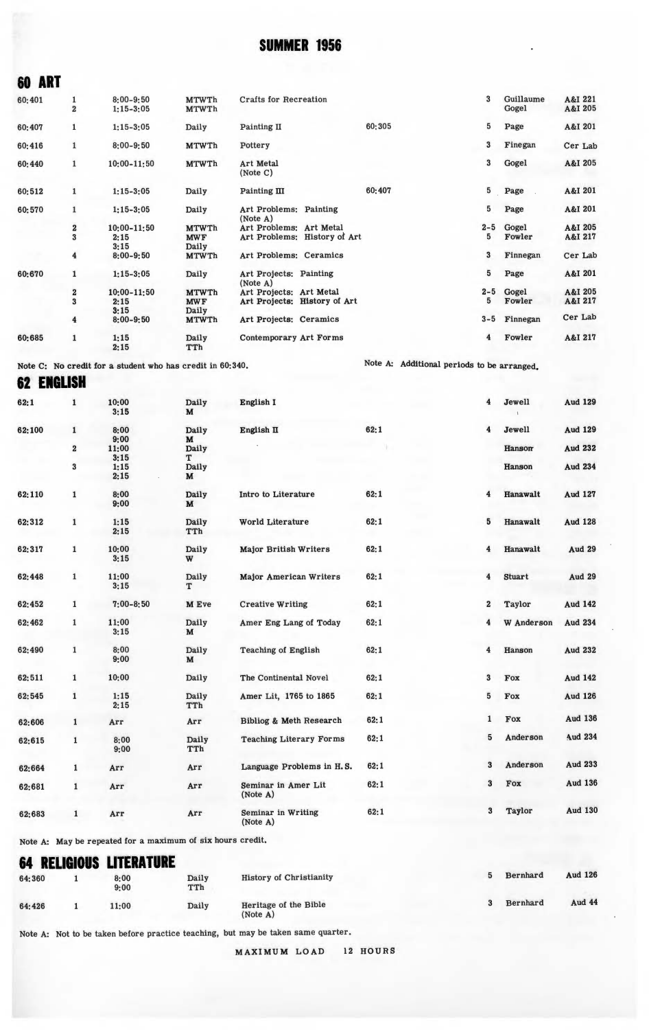# SUMMER 1956

## 60 ART

| Course | Sec | Time | Days | Title | Prereq | Cr | Instructor | Room |
|---|---|---|---|---|---|---|---|---|
| 60:401 | 1 | 8:00-9:50 | MTWTh | Crafts for Recreation | | 3 | Guillaume | A&I 221 |
| | 2 | 1:15-3:05 | MTWTh | | | | Gogel | A&I 205 |
| 60:407 | 1 | 1:15-3:05 | Daily | Painting II | 60:305 | 5 | Page | A&I 201 |
| 60:416 | 1 | 8:00-9:50 | MTWTh | Pottery | | 3 | Finegan | Cer Lab |
| 60:440 | 1 | 10:00-11:50 | MTWTh | Art Metal (Note C) | | 3 | Gogel | A&I 205 |
| 60:512 | 1 | 1:15-3:05 | Daily | Painting III | 60:407 | 5 | Page | A&I 201 |
| 60:570 | 1 | 1:15-3:05 | Daily | Art Problems: Painting (Note A) | | 5 | Page | A&I 201 |
| | 2 | 10:00-11:50 | MTWTh | Art Problems: Art Metal | | 2-5 | Gogel | A&I 205 |
| | 3 | 2:15<br>3:15 | MWF<br>Daily | Art Problems: History of Art | | 5 | Fowler | A&I 217 |
| | 4 | 8:00-9:50 | MTWTh | Art Problems: Ceramics | | 3 | Finnegan | Cer Lab |
| 60:670 | 1 | 1:15-3:05 | Daily | Art Projects: Painting (Note A) | | 5 | Page | A&I 201 |
| | 2 | 10:00-11:50 | MTWTh | Art Projects: Art Metal | | 2-5 | Gogel | A&I 205 |
| | 3 | 2:15<br>3:15 | MWF<br>Daily | Art Projects: History of Art | | 5 | Fowler | A&I 217 |
| | 4 | 8:00-9:50 | MTWTh | Art Projects: Ceramics | | 3-5 | Finnegan | Cer Lab |
| 60:685 | 1 | 1:15<br>2:15 | Daily<br>TTh | Contemporary Art Forms | | 4 | Fowler | A&I 217 |

Note C: No credit for a student who has credit in 60:340.

Note A: Additional periods to be arranged.

## 62 ENGLISH

| Course | Sec | Time | Days | Title | Prereq | Cr | Instructor | Room |
|---|---|---|---|---|---|---|---|---|
| 62:1 | 1 | 10:00<br>3:15 | Daily<br>M | English I | | 4 | Jewell | Aud 129 |
| 62:100 | 1 | 8:00<br>9:00 | Daily<br>M | English II | 62:1 | 4 | Jewell | Aud 129 |
| | 2 | 11:00<br>3:15 | Daily<br>T | | | | Hanson | Aud 232 |
| | 3 | 1:15<br>2:15 | Daily<br>M | | | | Hanson | Aud 234 |
| 62:110 | 1 | 8:00<br>9:00 | Daily<br>M | Intro to Literature | 62:1 | 4 | Hanawalt | Aud 127 |
| 62:312 | 1 | 1:15<br>2:15 | Daily<br>TTh | World Literature | 62:1 | 5 | Hanawalt | Aud 128 |
| 62:317 | 1 | 10:00<br>3:15 | Daily<br>W | Major British Writers | 62:1 | 4 | Hanawalt | Aud 29 |
| 62:448 | 1 | 11:00<br>3:15 | Daily<br>T | Major American Writers | 62:1 | 4 | Stuart | Aud 29 |
| 62:452 | 1 | 7:00-8:50 | M Eve | Creative Writing | 62:1 | 2 | Taylor | Aud 142 |
| 62:462 | 1 | 11:00<br>3:15 | Daily<br>M | Amer Eng Lang of Today | 62:1 | 4 | W Anderson | Aud 234 |
| 62:490 | 1 | 8:00<br>9:00 | Daily<br>M | Teaching of English | 62:1 | 4 | Hanson | Aud 232 |
| 62:511 | 1 | 10:00 | Daily | The Continental Novel | 62:1 | 3 | Fox | Aud 142 |
| 62:545 | 1 | 1:15<br>2:15 | Daily<br>TTh | Amer Lit, 1765 to 1865 | 62:1 | 5 | Fox | Aud 126 |
| 62:606 | 1 | Arr | Arr | Bibliog & Meth Research | 62:1 | 1 | Fox | Aud 136 |
| 62:615 | 1 | 8:00<br>9:00 | Daily<br>TTh | Teaching Literary Forms | 62:1 | 5 | Anderson | Aud 234 |
| 62:664 | 1 | Arr | Arr | Language Problems in H. S. | 62:1 | 3 | Anderson | Aud 233 |
| 62:681 | 1 | Arr | Arr | Seminar in Amer Lit (Note A) | 62:1 | 3 | Fox | Aud 136 |
| 62:683 | 1 | Arr | Arr | Seminar in Writing (Note A) | 62:1 | 3 | Taylor | Aud 130 |

Note A: May be repeated for a maximum of six hours credit.

## 64 RELIGIOUS LITERATURE

| Course | Sec | Time | Days | Title | Prereq | Cr | Instructor | Room |
|---|---|---|---|---|---|---|---|---|
| 64:360 | 1 | 8:00<br>9:00 | Daily<br>TTh | History of Christianity | | 5 | Bernhard | Aud 126 |
| 64:426 | 1 | 11:00 | Daily | Heritage of the Bible (Note A) | | 3 | Bernhard | Aud 44 |

Note A: Not to be taken before practice teaching, but may be taken same quarter.

MAXIMUM LOAD 12 HOURS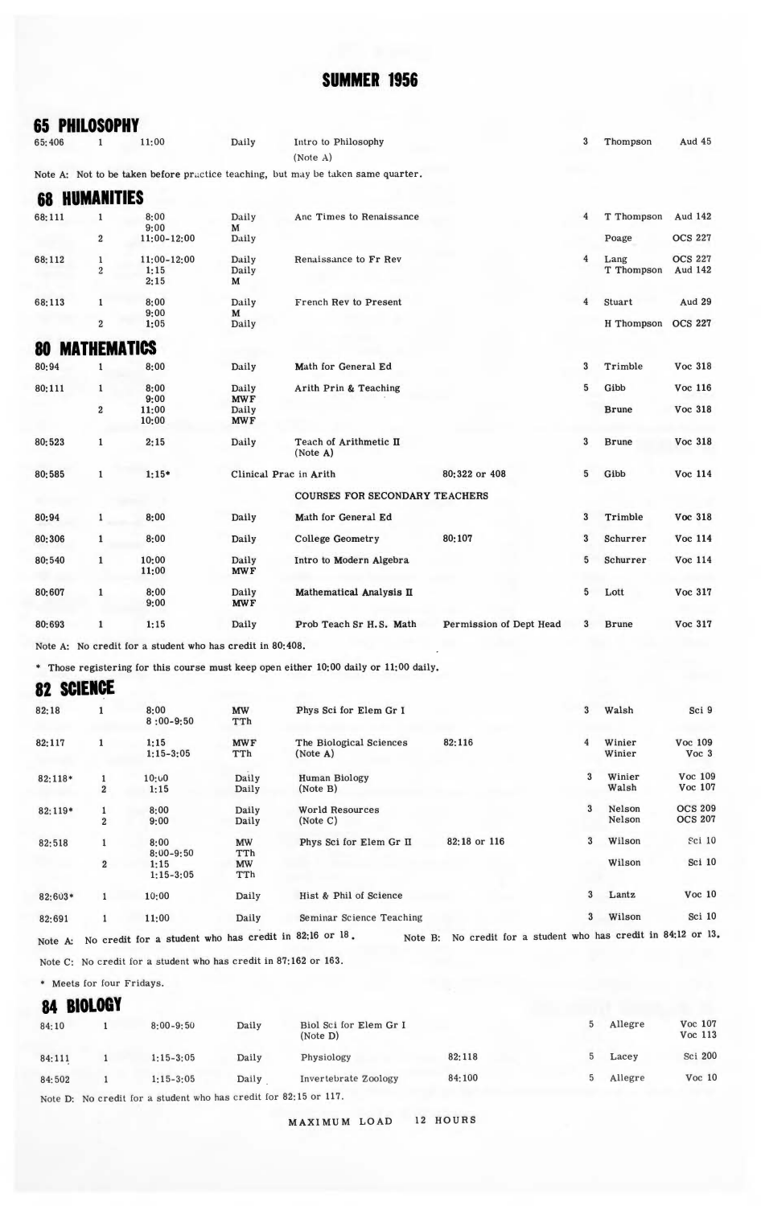# SUMMER 1956

## 65 PHILOSOPHY

| Course | Sec | Time | Days | Title | Prerequisite | Hrs | Instructor | Room |
|---|---|---|---|---|---|---|---|---|
| 65:406 | 1 | 11:00 | Daily | Intro to Philosophy (Note A) | | 3 | Thompson | Aud 45 |

Note A: Not to be taken before practice teaching, but may be taken same quarter.

## 68 HUMANITIES

| Course | Sec | Time | Days | Title | Prerequisite | Hrs | Instructor | Room |
|---|---|---|---|---|---|---|---|---|
| 68:111 | 1 | 8:00<br>9:00 | Daily<br>M | Anc Times to Renaissance | | 4 | T Thompson | Aud 142 |
| | 2 | 11:00-12:00 | Daily | | | | Poage | OCS 227 |
| 68:112 | 1 | 11:00-12:00 | Daily | Renaissance to Fr Rev | | 4 | Lang | OCS 227 |
| | 2 | 1:15<br>2:15 | Daily<br>M | | | | T Thompson | Aud 142 |
| 68:113 | 1 | 8:00<br>9:00 | Daily<br>M | French Rev to Present | | 4 | Stuart | Aud 29 |
| | 2 | 1:05 | Daily | | | | H Thompson | OCS 227 |

## 80 MATHEMATICS

| Course | Sec | Time | Days | Title | Prerequisite | Hrs | Instructor | Room |
|---|---|---|---|---|---|---|---|---|
| 80:94 | 1 | 8:00 | Daily | Math for General Ed | | 3 | Trimble | Voc 318 |
| 80:111 | 1 | 8:00<br>9:00 | Daily<br>MWF | Arith Prin & Teaching | | 5 | Gibb | Voc 116 |
| | 2 | 11:00<br>10:00 | Daily<br>MWF | | | | Brune | Voc 318 |
| 80:523 | 1 | 2:15 | Daily | Teach of Arithmetic II (Note A) | | 3 | Brune | Voc 318 |
| 80:585 | 1 | 1:15* | | Clinical Prac in Arith | 80:322 or 408 | 5 | Gibb | Voc 114 |
| | | | | COURSES FOR SECONDARY TEACHERS | | | | |
| 80:94 | 1 | 8:00 | Daily | Math for General Ed | | 3 | Trimble | Voc 318 |
| 80:306 | 1 | 8:00 | Daily | College Geometry | 80:107 | 3 | Schurrer | Voc 114 |
| 80:540 | 1 | 10:00<br>11:00 | Daily<br>MWF | Intro to Modern Algebra | | 5 | Schurrer | Voc 114 |
| 80:607 | 1 | 8:00<br>9:00 | Daily<br>MWF | Mathematical Analysis II | | 5 | Lott | Voc 317 |
| 80:693 | 1 | 1:15 | Daily | Prob Teach Sr H.S. Math | Permission of Dept Head | 3 | Brune | Voc 317 |

Note A: No credit for a student who has credit in 80:408.

* Those registering for this course must keep open either 10:00 daily or 11:00 daily.

## 82 SCIENCE

| Course | Sec | Time | Days | Title | Prerequisite | Hrs | Instructor | Room |
|---|---|---|---|---|---|---|---|---|
| 82:18 | 1 | 8:00<br>8:00-9:50 | MW<br>TTh | Phys Sci for Elem Gr I | | 3 | Walsh | Sci 9 |
| 82:117 | 1 | 1:15<br>1:15-3:05 | MWF<br>TTh | The Biological Sciences (Note A) | 82:116 | 4 | Winier<br>Winier | Voc 109<br>Voc 3 |
| 82:118* | 1 | 10:00 | Daily | Human Biology (Note B) | | 3 | Winier | Voc 109 |
| | 2 | 1:15 | Daily | | | | Walsh | Voc 107 |
| 82:119* | 1 | 8:00 | Daily | World Resources (Note C) | | 3 | Nelson | OCS 209 |
| | 2 | 9:00 | Daily | | | | Nelson | OCS 207 |
| 82:518 | 1 | 8:00<br>8:00-9:50 | MW<br>TTh | Phys Sci for Elem Gr II | 82:18 or 116 | 3 | Wilson | Sci 10 |
| | 2 | 1:15<br>1:15-3:05 | MW<br>TTh | | | | Wilson | Sci 10 |
| 82:603* | 1 | 10:00 | Daily | Hist & Phil of Science | | 3 | Lantz | Voc 10 |
| 82:691 | 1 | 11:00 | Daily | Seminar Science Teaching | | 3 | Wilson | Sci 10 |

Note A: No credit for a student who has credit in 82:16 or 18. Note B: No credit for a student who has credit in 84:12 or 13.

Note C: No credit for a student who has credit in 87:162 or 163.

* Meets for four Fridays.

## 84 BIOLOGY

| Course | Sec | Time | Days | Title | Prerequisite | Hrs | Instructor | Room |
|---|---|---|---|---|---|---|---|---|
| 84:10 | 1 | 8:00-9:50 | Daily | Biol Sci for Elem Gr I (Note D) | | 5 | Allegre | Voc 107<br>Voc 113 |
| 84:111 | 1 | 1:15-3:05 | Daily | Physiology | 82:118 | 5 | Lacey | Sci 200 |
| 84:502 | 1 | 1:15-3:05 | Daily | Invertebrate Zoology | 84:100 | 5 | Allegre | Voc 10 |

Note D: No credit for a student who has credit for 82:15 or 117.

MAXIMUM LOAD 12 HOURS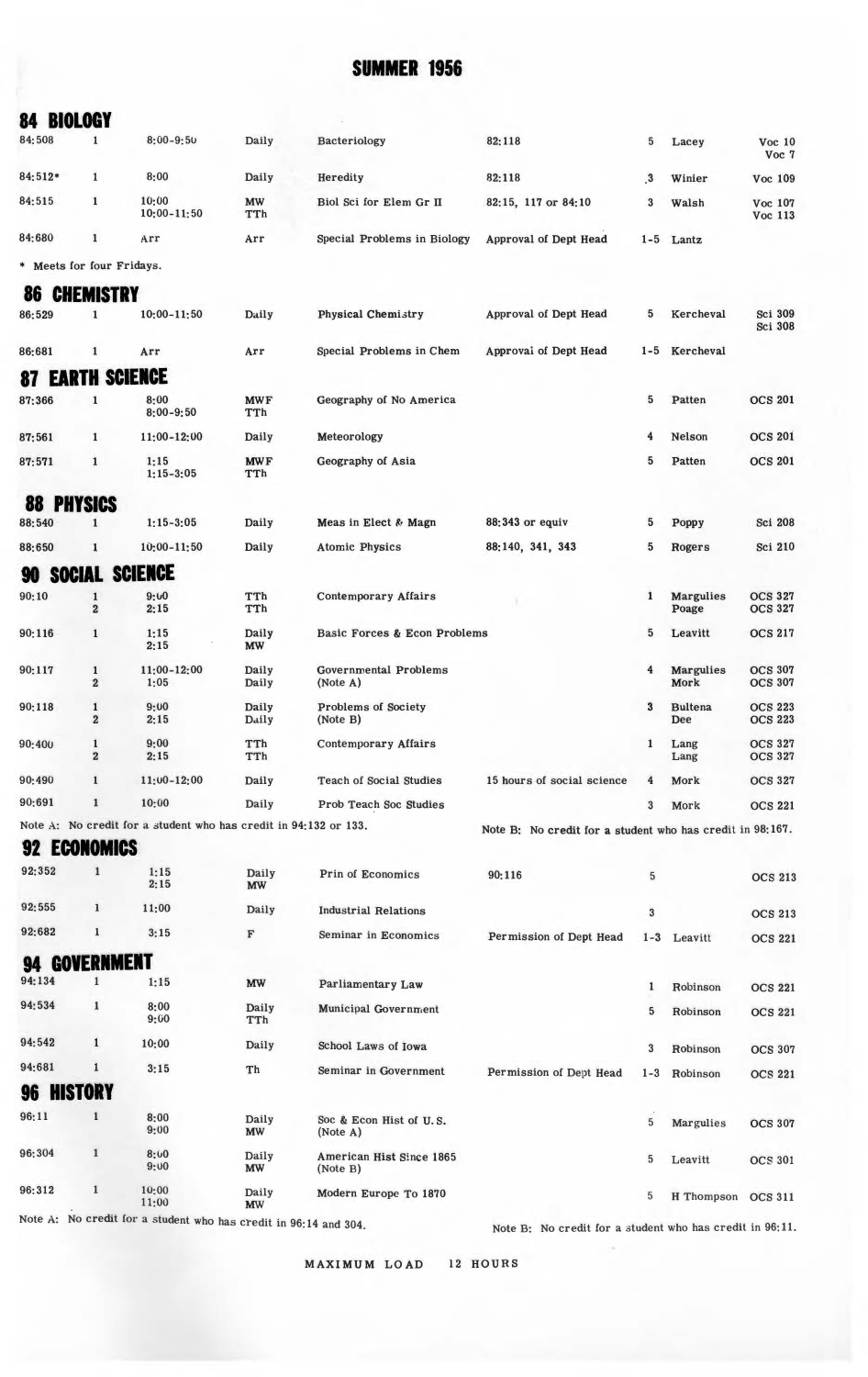# SUMMER 1956

## 84 BIOLOGY

| | | | | | | | | |
|---|---|---|---|---|---|---|---|---|
| 84:508 | 1 | 8:00-9:50 | Daily | Bacteriology | 82:118 | 5 | Lacey | Voc 10<br>Voc 7 |
| 84:512* | 1 | 8:00 | Daily | Heredity | 82:118 | .3 | Winier | Voc 109 |
| 84:515 | 1 | 10:00<br>10:00-11:50 | MW<br>TTh | Biol Sci for Elem Gr II | 82:15, 117 or 84:10 | 3 | Walsh | Voc 107<br>Voc 113 |
| 84:680 | 1 | Arr | Arr | Special Problems in Biology | Approval of Dept Head | 1-5 | Lantz | |

\* Meets for four Fridays.

## 86 CHEMISTRY

| | | | | | | | | |
|---|---|---|---|---|---|---|---|---|
| 86:529 | 1 | 10:00-11:50 | Daily | Physical Chemistry | Approval of Dept Head | 5 | Kercheval | Sci 309<br>Sci 308 |
| 86:681 | 1 | Arr | Arr | Special Problems in Chem | Approval of Dept Head | 1-5 | Kercheval | |

## 87 EARTH SCIENCE

| | | | | | | | | |
|---|---|---|---|---|---|---|---|---|
| 87:366 | 1 | 8:00<br>8:00-9:50 | MWF<br>TTh | Geography of No America | | 5 | Patten | OCS 201 |
| 87:561 | 1 | 11:00-12:00 | Daily | Meteorology | | 4 | Nelson | OCS 201 |
| 87:571 | 1 | 1:15<br>1:15-3:05 | MWF<br>TTh | Geography of Asia | | 5 | Patten | OCS 201 |

## 88 PHYSICS

| | | | | | | | | |
|---|---|---|---|---|---|---|---|---|
| 88:540 | 1 | 1:15-3:05 | Daily | Meas in Elect & Magn | 88:343 or equiv | 5 | Poppy | Sci 208 |
| 88:650 | 1 | 10:00-11:50 | Daily | Atomic Physics | 88:140, 341, 343 | 5 | Rogers | Sci 210 |

## 90 SOCIAL SCIENCE

| | | | | | | | | |
|---|---|---|---|---|---|---|---|---|
| 90:10 | 1<br>2 | 9:00<br>2:15 | TTh<br>TTh | Contemporary Affairs | | 1 | Margulies<br>Poage | OCS 327<br>OCS 327 |
| 90:116 | 1 | 1:15<br>2:15 | Daily<br>MW | Basic Forces & Econ Problems | | 5 | Leavitt | OCS 217 |
| 90:117 | 1<br>2 | 11:00-12:00<br>1:05 | Daily<br>Daily | Governmental Problems<br>(Note A) | | 4 | Margulies<br>Mork | OCS 307<br>OCS 307 |
| 90:118 | 1<br>2 | 9:00<br>2:15 | Daily<br>Daily | Problems of Society<br>(Note B) | | 3 | Bultena<br>Dee | OCS 223<br>OCS 223 |
| 90:400 | 1<br>2 | 9:00<br>2:15 | TTh<br>TTh | Contemporary Affairs | | 1 | Lang<br>Lang | OCS 327<br>OCS 327 |
| 90:490 | 1 | 11:00-12:00 | Daily | Teach of Social Studies | 15 hours of social science | 4 | Mork | OCS 327 |
| 90:691 | 1 | 10:00 | Daily | Prob Teach Soc Studies | | 3 | Mork | OCS 221 |

Note A: No credit for a student who has credit in 94:132 or 133.

Note B: No credit for a student who has credit in 98:167.

## 92 ECONOMICS

| | | | | | | | | |
|---|---|---|---|---|---|---|---|---|
| 92:352 | 1 | 1:15<br>2:15 | Daily<br>MW | Prin of Economics | 90:116 | 5 | | OCS 213 |
| 92:555 | 1 | 11:00 | Daily | Industrial Relations | | 3 | | OCS 213 |
| 92:682 | 1 | 3:15 | F | Seminar in Economics | Permission of Dept Head | 1-3 | Leavitt | OCS 221 |

## 94 GOVERNMENT

| | | | | | | | | |
|---|---|---|---|---|---|---|---|---|
| 94:134 | 1 | 1:15 | MW | Parliamentary Law | | 1 | Robinson | OCS 221 |
| 94:534 | 1 | 8:00<br>9:00 | Daily<br>TTh | Municipal Government | | 5 | Robinson | OCS 221 |
| 94:542 | 1 | 10:00 | Daily | School Laws of Iowa | | 3 | Robinson | OCS 307 |
| 94:681 | 1 | 3:15 | Th | Seminar in Government | Permission of Dept Head | 1-3 | Robinson | OCS 221 |

## 96 HISTORY

| | | | | | | | | |
|---|---|---|---|---|---|---|---|---|
| 96:11 | 1 | 8:00<br>9:00 | Daily<br>MW | Soc & Econ Hist of U.S.<br>(Note A) | | 5 | Margulies | OCS 307 |
| 96:304 | 1 | 8:00<br>9:00 | Daily<br>MW | American Hist Since 1865<br>(Note B) | | 5 | Leavitt | OCS 301 |
| 96:312 | 1 | 10:00<br>11:00 | Daily<br>MW | Modern Europe To 1870 | | 5 | H Thompson | OCS 311 |

Note A: No credit for a student who has credit in 96:14 and 304.

Note B: No credit for a student who has credit in 96:11.

MAXIMUM LOAD 12 HOURS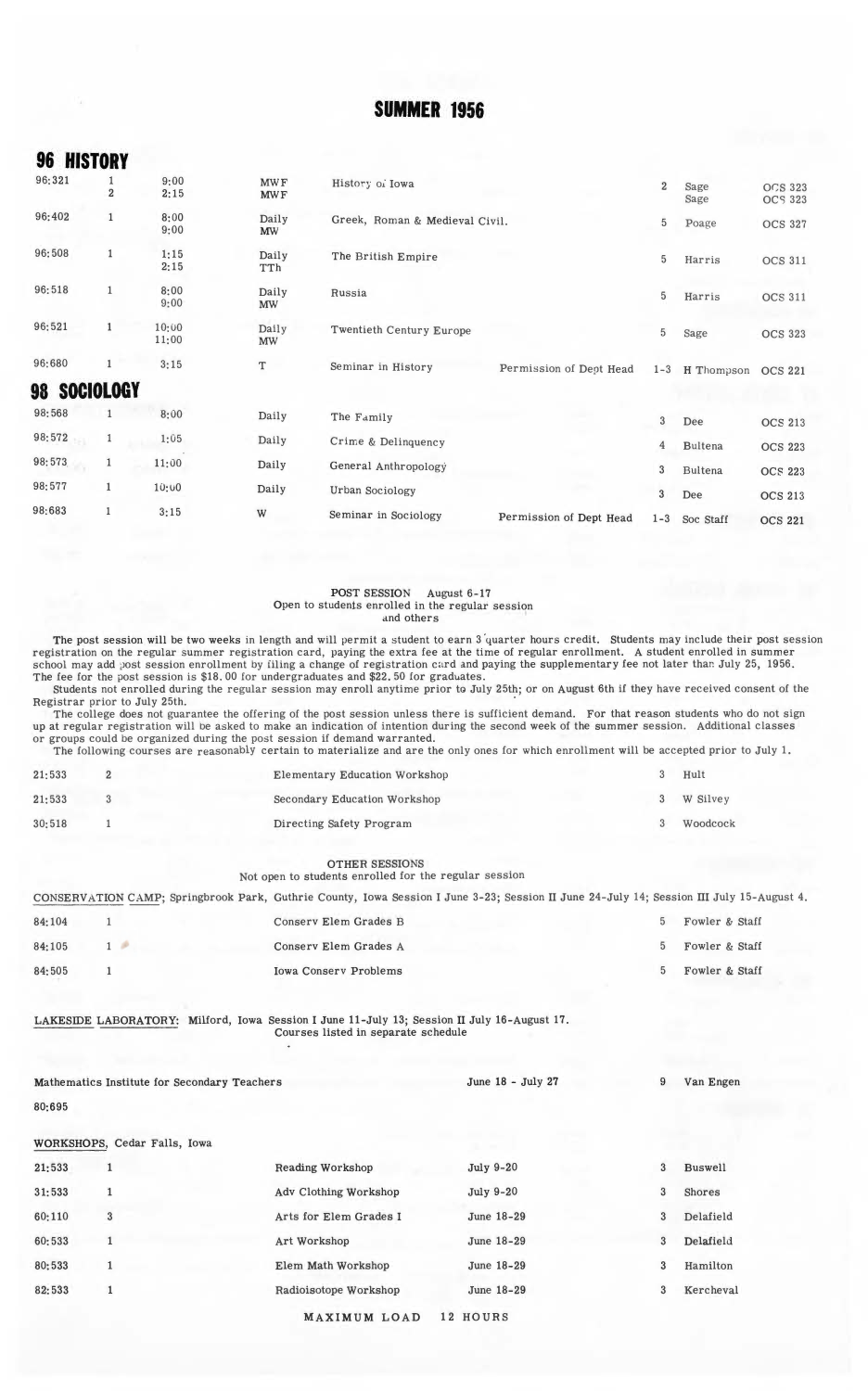# SUMMER 1956

## 96 HISTORY

| | | | | | | | | |
|---|---|---|---|---|---|---|---|---|
| 96:321 | 1<br>2 | 9:00<br>2:15 | MWF<br>MWF | History of Iowa | | 2 | Sage<br>Sage | OCS 323<br>OCS 323 |
| 96:402 | 1 | 8:00<br>9:00 | Daily<br>MW | Greek, Roman & Medieval Civil. | | 5 | Poage | OCS 327 |
| 96:508 | 1 | 1:15<br>2:15 | Daily<br>TTh | The British Empire | | 5 | Harris | OCS 311 |
| 96:518 | 1 | 8:00<br>9:00 | Daily<br>MW | Russia | | 5 | Harris | OCS 311 |
| 96:521 | 1 | 10:00<br>11:00 | Daily<br>MW | Twentieth Century Europe | | 5 | Sage | OCS 323 |
| 96:680 | 1 | 3:15 | T | Seminar in History | Permission of Dept Head | 1-3 | H Thompson | OCS 221 |

## 98 SOCIOLOGY

| | | | | | | | | |
|---|---|---|---|---|---|---|---|---|
| 98:568 | 1 | 8:00 | Daily | The Family | | 3 | Dee | OCS 213 |
| 98:572 | 1 | 1:05 | Daily | Crime & Delinquency | | 4 | Bultena | OCS 223 |
| 98:573 | 1 | 11:00 | Daily | General Anthropology | | 3 | Bultena | OCS 223 |
| 98:577 | 1 | 10:00 | Daily | Urban Sociology | | 3 | Dee | OCS 213 |
| 98:683 | 1 | 3:15 | W | Seminar in Sociology | Permission of Dept Head | 1-3 | Soc Staff | OCS 221 |

POST SESSION August 6-17
Open to students enrolled in the regular session
and others

The post session will be two weeks in length and will permit a student to earn 3 quarter hours credit. Students may include their post session registration on the regular summer registration card, paying the extra fee at the time of regular enrollment. A student enrolled in summer school may add post session enrollment by filing a change of registration card and paying the supplementary fee not later than July 25, 1956. The fee for the post session is $18.00 for undergraduates and $22.50 for graduates.

Students not enrolled during the regular session may enroll anytime prior to July 25th; or on August 6th if they have received consent of the Registrar prior to July 25th.

The college does not guarantee the offering of the post session unless there is sufficient demand. For that reason students who do not sign up at regular registration will be asked to make an indication of intention during the second week of the summer session. Additional classes or groups could be organized during the post session if demand warranted.

The following courses are reasonably certain to materialize and are the only ones for which enrollment will be accepted prior to July 1.

| | | | | |
|---|---|---|---|---|
| 21:533 | 2 | Elementary Education Workshop | 3 | Hult |
| 21:533 | 3 | Secondary Education Workshop | 3 | W Silvey |
| 30:518 | 1 | Directing Safety Program | 3 | Woodcock |

OTHER SESSIONS
Not open to students enrolled for the regular session

CONSERVATION CAMP; Springbrook Park, Guthrie County, Iowa Session I June 3-23; Session II June 24-July 14; Session III July 15-August 4.

| | | | | |
|---|---|---|---|---|
| 84:104 | 1 | Conserv Elem Grades B | 5 | Fowler & Staff |
| 84:105 | 1 | Conserv Elem Grades A | 5 | Fowler & Staff |
| 84:505 | 1 | Iowa Conserv Problems | 5 | Fowler & Staff |

LAKESIDE LABORATORY: Milford, Iowa Session I June 11-July 13; Session II July 16-August 17.
Courses listed in separate schedule

| | | | |
|---|---|---|---|
| Mathematics Institute for Secondary Teachers | June 18 - July 27 | 9 | Van Engen |
| 80:695 | | | |

WORKSHOPS, Cedar Falls, Iowa

| | | | | | |
|---|---|---|---|---|---|
| 21:533 | 1 | Reading Workshop | July 9-20 | 3 | Buswell |
| 31:533 | 1 | Adv Clothing Workshop | July 9-20 | 3 | Shores |
| 60:110 | 3 | Arts for Elem Grades I | June 18-29 | 3 | Delafield |
| 60:533 | 1 | Art Workshop | June 18-29 | 3 | Delafield |
| 80:533 | 1 | Elem Math Workshop | June 18-29 | 3 | Hamilton |
| 82:533 | 1 | Radioisotope Workshop | June 18-29 | 3 | Kercheval |

MAXIMUM LOAD 12 HOURS